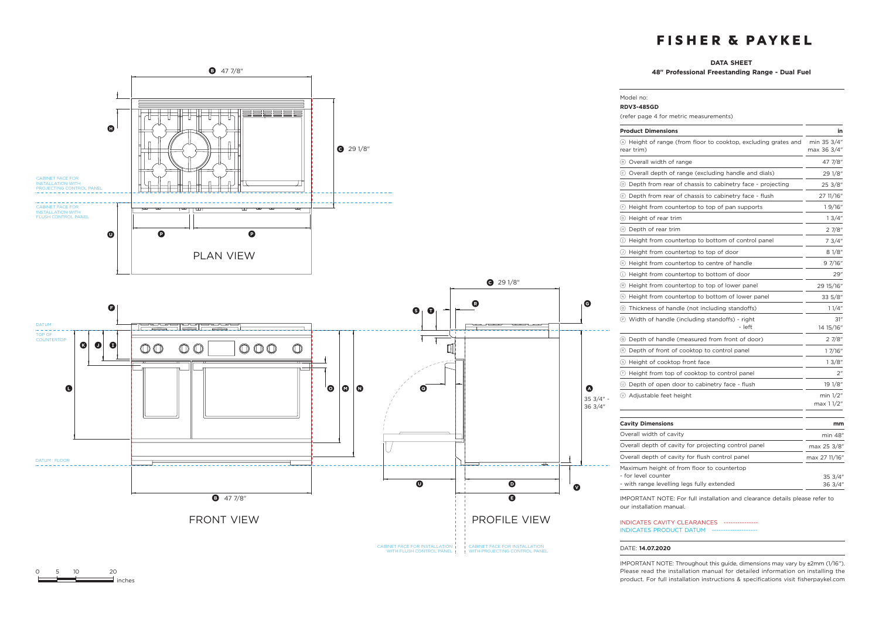# FISHER & PAYKEL

## DATA SHEET

**48" Professional Freestanding Range - Dual Fuel**

Model no:

**RDV3-485GD**

(refer page 4 for metric measurements)

| **Product Dimensions** | **in** |
|---|---|
| Ⓐ Height of range (from floor to cooktop, excluding grates and rear trim) | min 35 3/4" max 36 3/4" |
| Ⓑ Overall width of range | 47 7/8" |
| Ⓒ Overall depth of range (excluding handle and dials) | 29 1/8" |
| Ⓓ Depth from rear of chassis to cabinetry face - projecting | 25 3/8" |
| Ⓔ Depth from rear of chassis to cabinetry face - flush | 27 11/16" |
| Ⓕ Height from countertop to top of pan supports | 1 9/16" |
| Ⓖ Height of rear trim | 1 3/4" |
| Ⓗ Depth of rear trim | 2 7/8" |
| Ⓘ Height from countertop to bottom of control panel | 7 3/4" |
| Ⓙ Height from countertop to top of door | 8 1/8" |
| Ⓚ Height from countertop to centre of handle | 9 7/16" |
| Ⓛ Height from countertop to bottom of door | 29" |
| Ⓜ Height from countertop to top of lower panel | 29 15/16" |
| Ⓝ Height from countertop to bottom of lower panel | 33 5/8" |
| Ⓞ Thickness of handle (not including standoffs) | 1 1/4" |
| Ⓟ Width of handle (including standoffs) - right - left | 31" 14 15/16" |
| Ⓠ Depth of handle (measured from front of door) | 2 7/8" |
| Ⓡ Depth of front of cooktop to control panel | 1 7/16" |
| Ⓢ Height of cooktop front face | 1 3/8" |
| Ⓣ Height from top of cooktop to control panel | 2" |
| Ⓤ Depth of open door to cabinetry face - flush | 19 1/8" |
| Ⓥ Adjustable feet height | min 1/2" max 1 1/2" |

| **Cavity Dimensions** | **mm** |
|---|---|
| Overall width of cavity | min 48" |
| Overall depth of cavity for projecting control panel | max 25 3/8" |
| Overall depth of cavity for flush control panel | max 27 11/16" |
| Maximum height of from floor to countertop - for level counter - with range levelling legs fully extended | 35 3/4" 36 3/4" |

IMPORTANT NOTE: For full installation and clearance details please refer to our installation manual.

INDICATES CAVITY CLEARANCES

INDICATES PRODUCT DATUM

DATE: **14.07.2020**

IMPORTANT NOTE: Throughout this guide, dimensions may vary by ±2mm (1/16"). Please read the installation manual for detailed information on installing the product. For full installation instructions & specifications visit fisherpaykel.com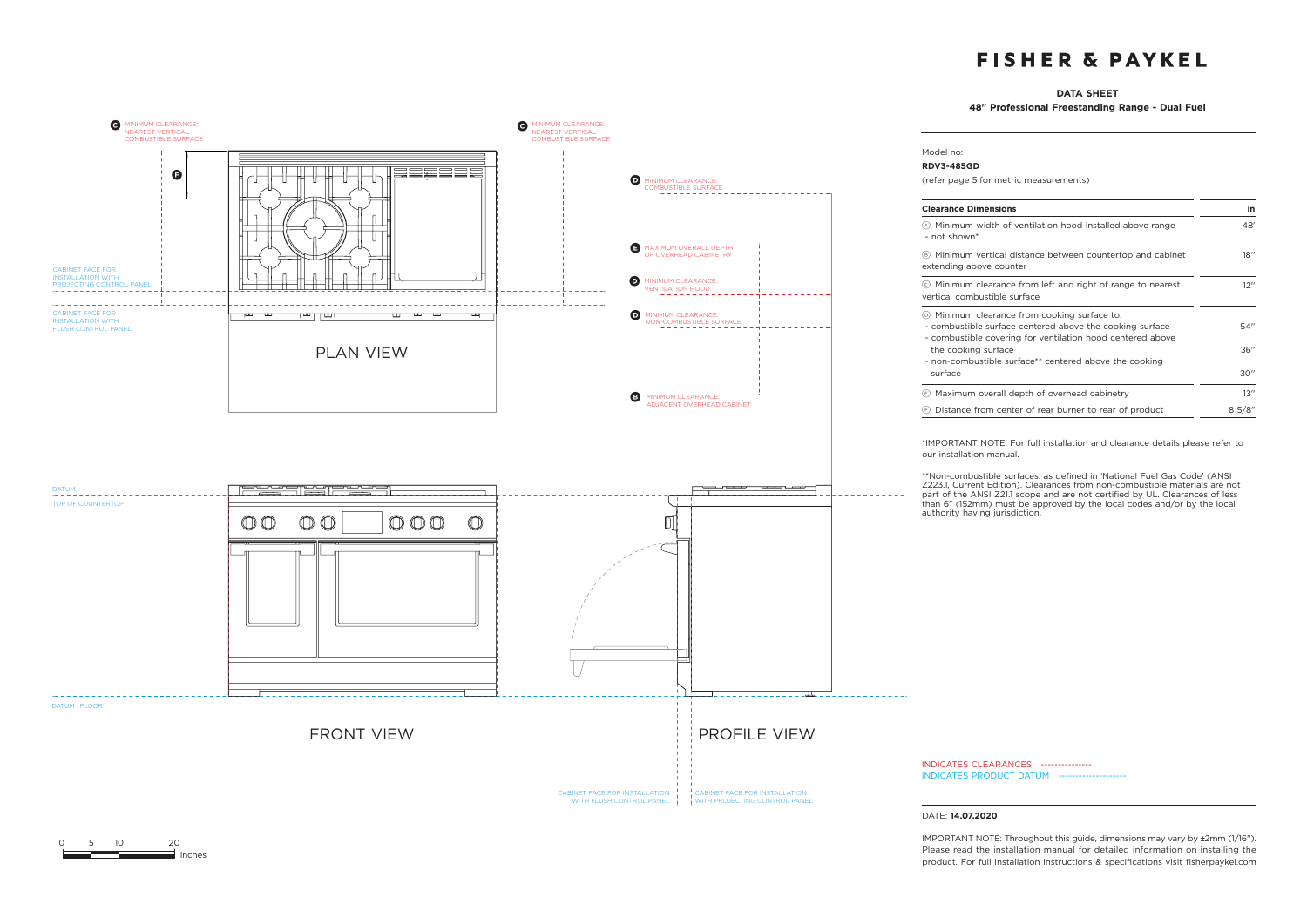# FISHER & PAYKEL

**DATA SHEET**

**48" Professional Freestanding Range - Dual Fuel**

Model no:

**RDV3-485GD**

(refer page 5 for metric measurements)

| Clearance Dimensions | in |
|---|---|
| Ⓐ Minimum width of ventilation hood installed above range - not shown* | 48' |
| Ⓑ Minimum vertical distance between countertop and cabinet extending above counter | 18" |
| Ⓒ Minimum clearance from left and right of range to nearest vertical combustible surface | 12" |
| Ⓓ Minimum clearance from cooking surface to: | |
| - combustible surface centered above the cooking surface | 54" |
| - combustible covering for ventilation hood centered above the cooking surface | 36" |
| - non-combustible surface** centered above the cooking surface | 30" |
| Ⓔ Maximum overall depth of overhead cabinetry | 13" |
| Ⓕ Distance from center of rear burner to rear of product | 8 5/8" |

*IMPORTANT NOTE: For full installation and clearance details please refer to our installation manual.

**Non-combustible surfaces: as defined in 'National Fuel Gas Code' (ANSI Z223.1, Current Edition). Clearances from non-combustible materials are not part of the ANSI Z21.1 scope and are not certified by UL. Clearances of less than 6" (152mm) must be approved by the local codes and/or by the local authority having jurisdiction.

C MINIMUM CLEARANCE: NEAREST VERTICAL COMBUSTIBLE SURFACE

F

CABINET FACE FOR INSTALLATION WITH PROJECTING CONTROL PANEL

CABINET FACE FOR INSTALLATION WITH FLUSH CONTROL PANEL

PLAN VIEW

D MINIMUM CLEARANCE: COMBUSTIBLE SURFACE

E MAXIMUM OVERALL DEPTH OF OVERHEAD CABINETRY

D MINIMUM CLEARANCE: VENTILATION HOOD

D MINIMUM CLEARANCE: NON-COMBUSTIBLE SURFACE

B MINIMUM CLEARANCE: ADJACENT OVERHEAD CABINET

DATUM : TOP OF COUNTERTOP

DATUM : FLOOR

FRONT VIEW

PROFILE VIEW

CABINET FACE FOR INSTALLATION WITH FLUSH CONTROL PANEL

CABINET FACE FOR INSTALLATION WITH PROJECTING CONTROL PANEL

0 5 10 20 inches

INDICATES CLEARANCES

INDICATES PRODUCT DATUM

DATE: **14.07.2020**

IMPORTANT NOTE: Throughout this guide, dimensions may vary by ±2mm (1/16"). Please read the installation manual for detailed information on installing the product. For full installation instructions & specifications visit fisherpaykel.com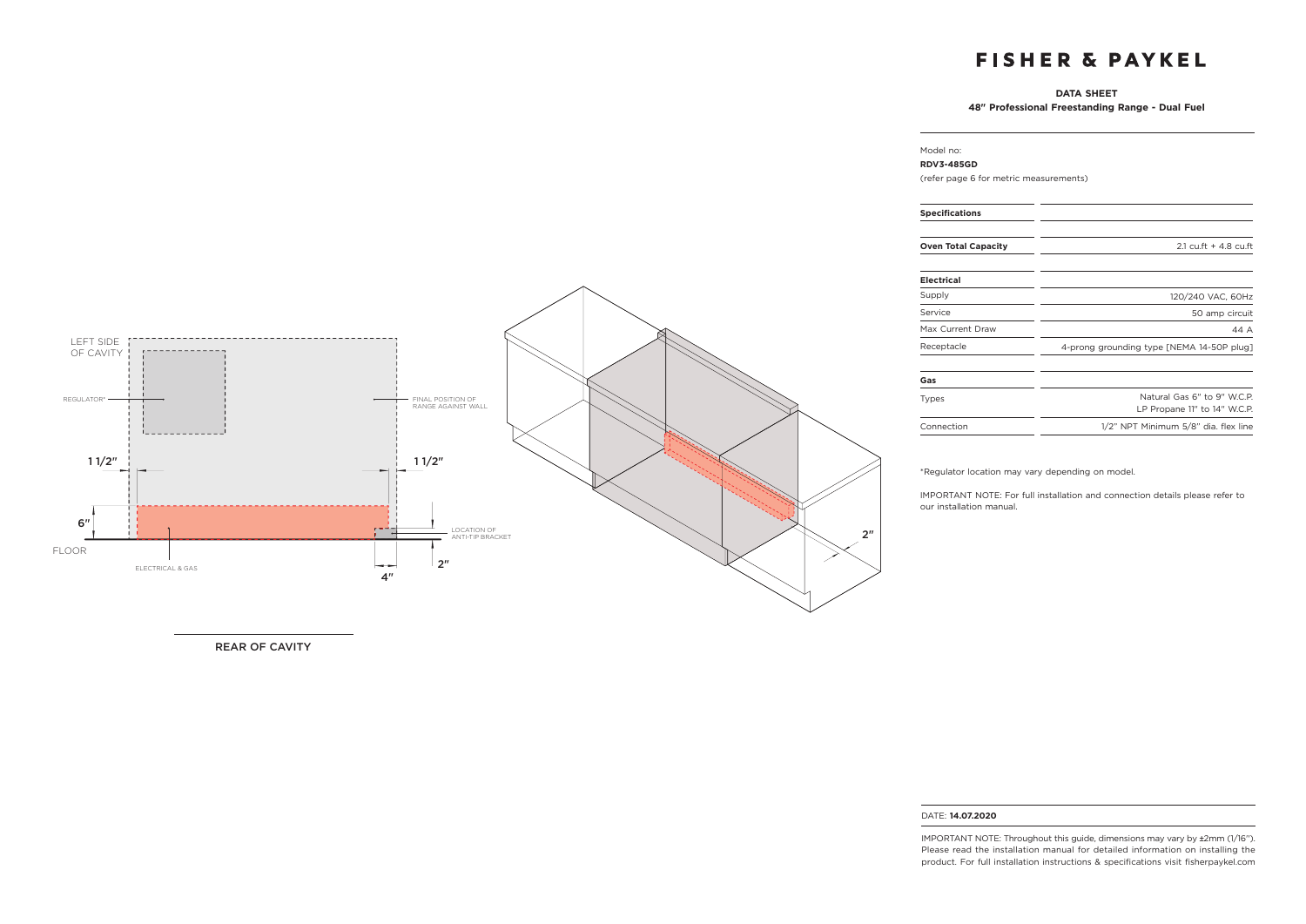# FISHER & PAYKEL

**DATA SHEET**
**48" Professional Freestanding Range - Dual Fuel**

Model no:
**RDV3-485GD**
(refer page 6 for metric measurements)

| **Specifications** | |
|---|---|
| **Oven Total Capacity** | 2.1 cu.ft + 4.8 cu.ft |
| **Electrical** | |
| Supply | 120/240 VAC, 60Hz |
| Service | 50 amp circuit |
| Max Current Draw | 44 A |
| Receptacle | 4-prong grounding type [NEMA 14-50P plug] |
| **Gas** | |
| Types | Natural Gas 6" to 9" W.C.P.<br>LP Propane 11" to 14" W.C.P. |
| Connection | 1/2" NPT Minimum 5/8" dia. flex line |

*Regulator location may vary depending on model.

IMPORTANT NOTE: For full installation and connection details please refer to our installation manual.

LEFT SIDE OF CAVITY

REGULATOR*

FINAL POSITION OF RANGE AGAINST WALL

1 1/2"

1 1/2"

6"

FLOOR

LOCATION OF ANTI-TIP BRACKET

ELECTRICAL & GAS

2"

4"

2"

REAR OF CAVITY

DATE: **14.07.2020**

IMPORTANT NOTE: Throughout this guide, dimensions may vary by ±2mm (1/16"). Please read the installation manual for detailed information on installing the product. For full installation instructions & specifications visit fisherpaykel.com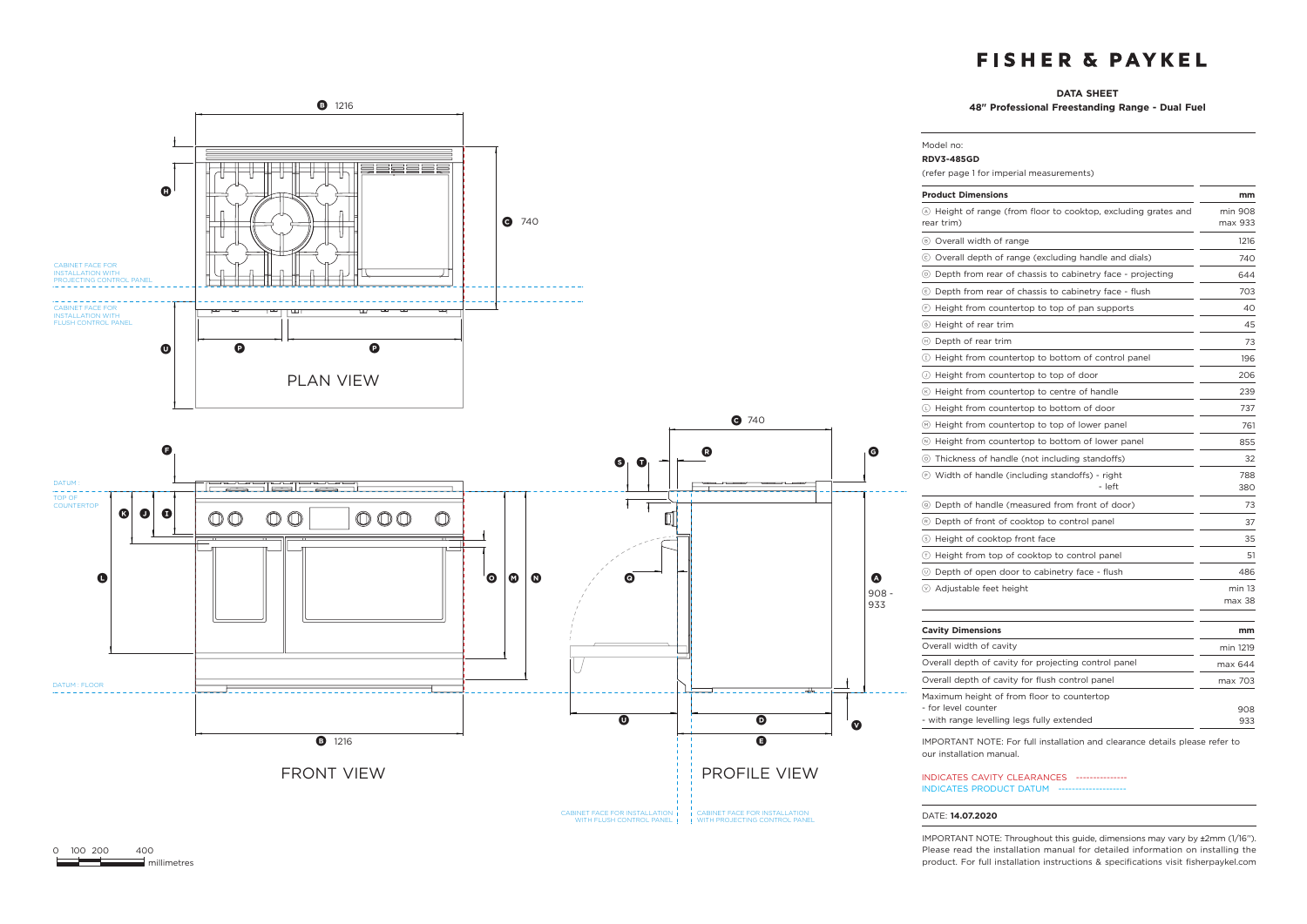# FISHER & PAYKEL

**DATA SHEET**

**48" Professional Freestanding Range - Dual Fuel**

Model no:

**RDV3-485GD**

(refer page 1 for imperial measurements)

| **Product Dimensions** | **mm** |
|---|---|
| Ⓐ Height of range (from floor to cooktop, excluding grates and rear trim) | min 908 max 933 |
| Ⓑ Overall width of range | 1216 |
| Ⓒ Overall depth of range (excluding handle and dials) | 740 |
| Ⓓ Depth from rear of chassis to cabinetry face - projecting | 644 |
| Ⓔ Depth from rear of chassis to cabinetry face - flush | 703 |
| Ⓕ Height from countertop to top of pan supports | 40 |
| Ⓖ Height of rear trim | 45 |
| Ⓗ Depth of rear trim | 73 |
| Ⓘ Height from countertop to bottom of control panel | 196 |
| Ⓙ Height from countertop to top of door | 206 |
| Ⓚ Height from countertop to centre of handle | 239 |
| Ⓛ Height from countertop to bottom of door | 737 |
| Ⓜ Height from countertop to top of lower panel | 761 |
| Ⓝ Height from countertop to bottom of lower panel | 855 |
| Ⓞ Thickness of handle (not including standoffs) | 32 |
| Ⓟ Width of handle (including standoffs) - right - left | 788 380 |
| Ⓠ Depth of handle (measured from front of door) | 73 |
| Ⓡ Depth of front of cooktop to control panel | 37 |
| Ⓢ Height of cooktop front face | 35 |
| Ⓣ Height from top of cooktop to control panel | 51 |
| Ⓤ Depth of open door to cabinetry face - flush | 486 |
| Ⓥ Adjustable feet height | min 13 max 38 |

| **Cavity Dimensions** | **mm** |
|---|---|
| Overall width of cavity | min 1219 |
| Overall depth of cavity for projecting control panel | max 644 |
| Overall depth of cavity for flush control panel | max 703 |
| Maximum height of from floor to countertop - for level counter - with range levelling legs fully extended | 908 933 |

IMPORTANT NOTE: For full installation and clearance details please refer to our installation manual.

INDICATES CAVITY CLEARANCES

INDICATES PRODUCT DATUM

DATE: **14.07.2020**

IMPORTANT NOTE: Throughout this guide, dimensions may vary by ±2mm (1/16"). Please read the installation manual for detailed information on installing the product. For full installation instructions & specifications visit fisherpaykel.com

PLAN VIEW

FRONT VIEW

PROFILE VIEW

Labels: Ⓑ 1216; Ⓒ 740; Ⓐ 908 - 933; CABINET FACE FOR INSTALLATION WITH PROJECTING CONTROL PANEL; CABINET FACE FOR INSTALLATION WITH FLUSH CONTROL PANEL; DATUM : TOP OF COUNTERTOP; DATUM : FLOOR

0 100 200 400 millimetres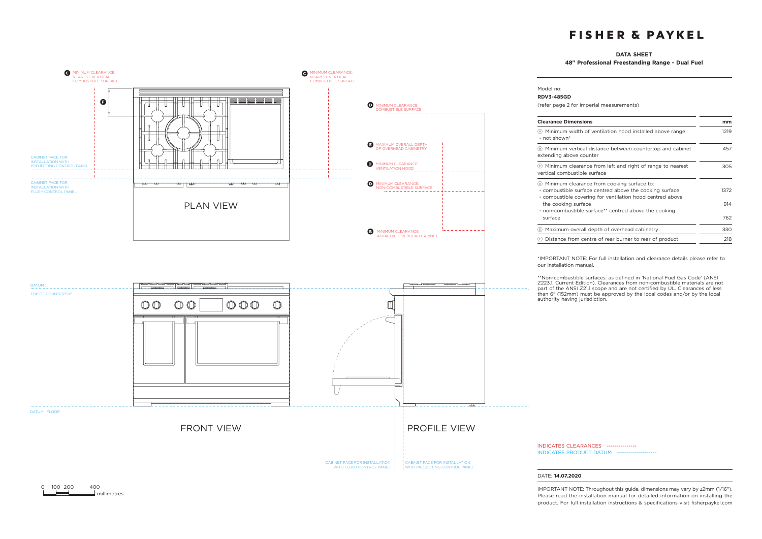# FISHER & PAYKEL

**DATA SHEET**

**48" Professional Freestanding Range - Dual Fuel**

Model no:

**RDV3-485GD**

(refer page 2 for imperial measurements)

| Clearance Dimensions | mm |
|---|---|
| Ⓐ Minimum width of ventilation hood installed above range - not shown* | 1219 |
| Ⓑ Minimum vertical distance between countertop and cabinet extending above counter | 457 |
| Ⓒ Minimum clearance from left and right of range to nearest vertical combustible surface | 305 |
| Ⓓ Minimum clearance from cooking surface to: | |
| - combustible surface centred above the cooking surface | 1372 |
| - combustible covering for ventilation hood centred above the cooking surface | 914 |
| - non-combustible surface** centred above the cooking surface | 762 |
| Ⓔ Maximum overall depth of overhead cabinetry | 330 |
| Ⓕ Distance from centre of rear burner to rear of product | 218 |

*IMPORTANT NOTE: For full installation and clearance details please refer to our installation manual.

**Non-combustible surfaces: as defined in 'National Fuel Gas Code' (ANSI Z223.1, Current Edition). Clearances from non-combustible materials are not part of the ANSI Z21.1 scope and are not certified by UL. Clearances of less than 6" (152mm) must be approved by the local codes and/or by the local authority having jurisdiction.

C MINIMUM CLEARANCE: NEAREST VERTICAL COMBUSTIBLE SURFACE

F

CABINET FACE FOR INSTALLATION WITH PROJECTING CONTROL PANEL

CABINET FACE FOR INSTALLATION WITH FLUSH CONTROL PANEL

PLAN VIEW

D MINIMUM CLEARANCE: COMBUSTIBLE SURFACE

E MAXIMUM OVERALL DEPTH OF OVERHEAD CABINETRY

D MINIMUM CLEARANCE: VENTILATION HOOD

D MINIMUM CLEARANCE: NON-COMBUSTIBLE SURFACE

B MINIMUM CLEARANCE: ADJACENT OVERHEAD CABINET

DATUM : TOP OF COUNTERTOP

DATUM : FLOOR

FRONT VIEW

PROFILE VIEW

CABINET FACE FOR INSTALLATION WITH FLUSH CONTROL PANEL

CABINET FACE FOR INSTALLATION WITH PROJECTING CONTROL PANEL

0 100 200 400 millimetres

INDICATES CLEARANCES

INDICATES PRODUCT DATUM

DATE: **14.07.2020**

IMPORTANT NOTE: Throughout this guide, dimensions may vary by ±2mm (1/16"). Please read the installation manual for detailed information on installing the product. For full installation instructions & specifications visit fisherpaykel.com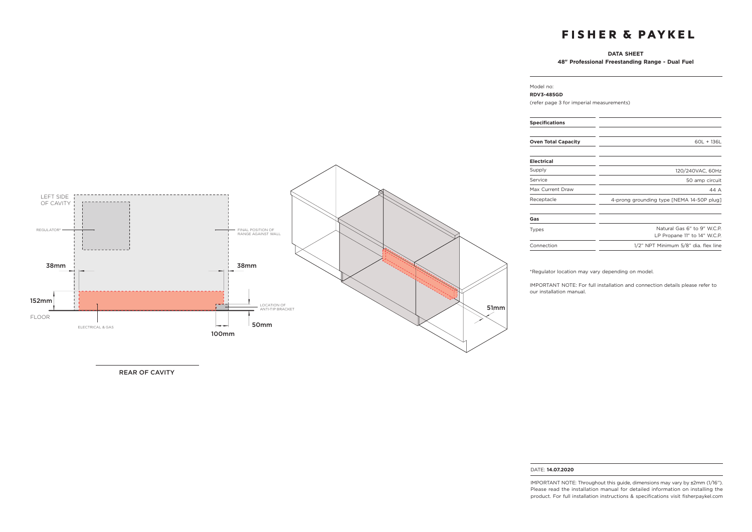# FISHER & PAYKEL

**DATA SHEET**
**48" Professional Freestanding Range - Dual Fuel**

Model no:
**RDV3-485GD**
(refer page 3 for imperial measurements)

LEFT SIDE OF CAVITY

REGULATOR*

FINAL POSITION OF RANGE AGAINST WALL

38mm

38mm

152mm

FLOOR

LOCATION OF ANTI-TIP BRACKET

ELECTRICAL & GAS

50mm

100mm

51mm

REAR OF CAVITY

| **Specifications** | |
|---|---|
| **Oven Total Capacity** | 60L + 136L |
| **Electrical** | |
| Supply | 120/240VAC, 60Hz |
| Service | 50 amp circuit |
| Max Current Draw | 44 A |
| Receptacle | 4-prong grounding type [NEMA 14-50P plug] |
| **Gas** | |
| Types | Natural Gas 6" to 9" W.C.P.<br>LP Propane 11" to 14" W.C.P. |
| Connection | 1/2" NPT Minimum 5/8" dia. flex line |

*Regulator location may vary depending on model.

IMPORTANT NOTE: For full installation and connection details please refer to our installation manual.

DATE: **14.07.2020**

IMPORTANT NOTE: Throughout this guide, dimensions may vary by ±2mm (1/16"). Please read the installation manual for detailed information on installing the product. For full installation instructions & specifications visit fisherpaykel.com